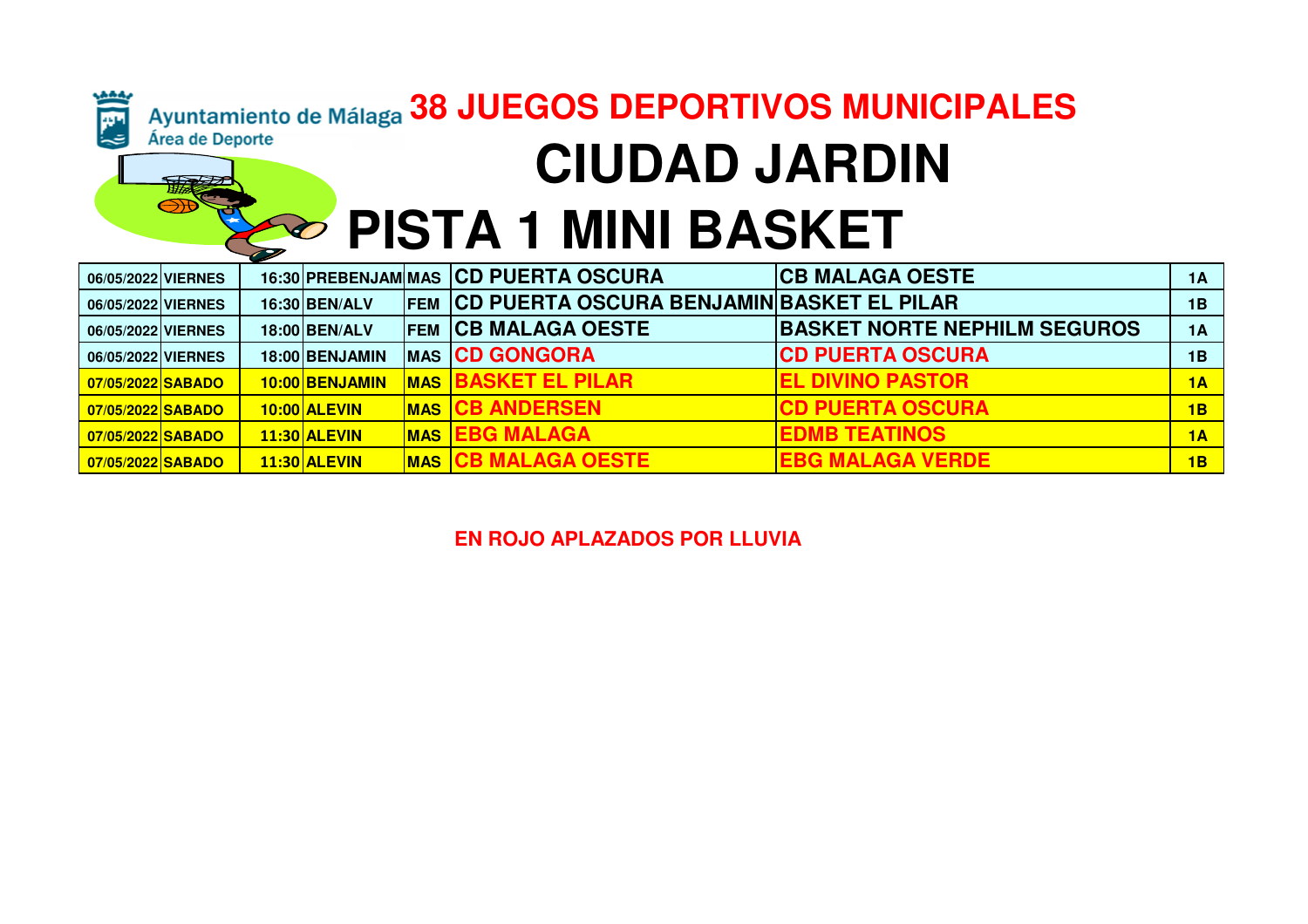Ayuntamiento de Málaga
Área de Deporte

# 38 JUEGOS DEPORTIVOS MUNICIPALES

# CIUDAD JARDIN

# PISTA 1 MINI BASKET

| | | | | | | | |
|---|---|---|---|---|---|---|---|
| 06/05/2022 | VIERNES | 16:30 | PREBENJAM | MAS | CD PUERTA OSCURA | CB MALAGA OESTE | 1A |
| 06/05/2022 | VIERNES | 16:30 | BEN/ALV | FEM | CD PUERTA OSCURA BENJAMIN | BASKET EL PILAR | 1B |
| 06/05/2022 | VIERNES | 18:00 | BEN/ALV | FEM | CB MALAGA OESTE | BASKET NORTE NEPHILM SEGUROS | 1A |
| 06/05/2022 | VIERNES | 18:00 | BENJAMIN | MAS | CD GONGORA | CD PUERTA OSCURA | 1B |
| 07/05/2022 | SABADO | 10:00 | BENJAMIN | MAS | BASKET EL PILAR | EL DIVINO PASTOR | 1A |
| 07/05/2022 | SABADO | 10:00 | ALEVIN | MAS | CB ANDERSEN | CD PUERTA OSCURA | 1B |
| 07/05/2022 | SABADO | 11:30 | ALEVIN | MAS | EBG MALAGA | EDMB TEATINOS | 1A |
| 07/05/2022 | SABADO | 11:30 | ALEVIN | MAS | CB MALAGA OESTE | EBG MALAGA VERDE | 1B |

**EN ROJO APLAZADOS POR LLUVIA**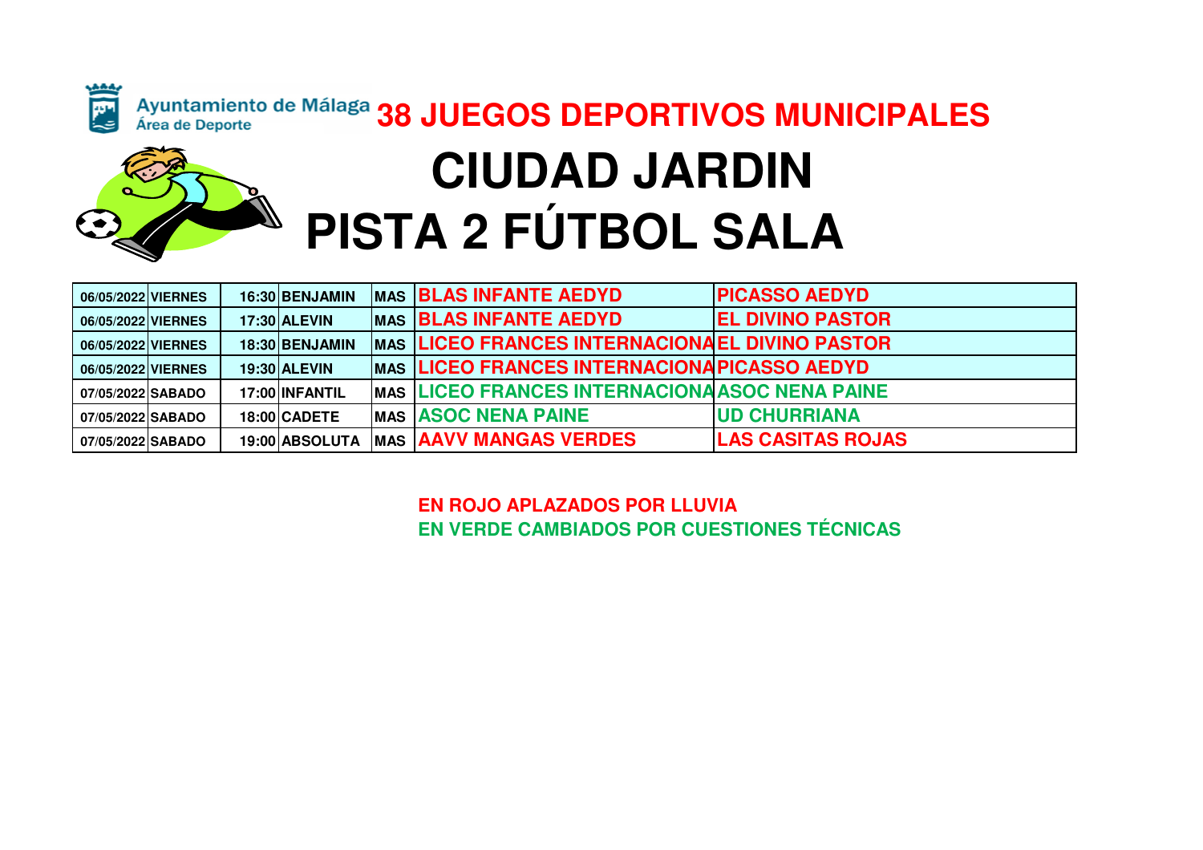Ayuntamiento de Málaga
Área de Deporte

# 38 JUEGOS DEPORTIVOS MUNICIPALES

# CIUDAD JARDIN

# PISTA 2 FÚTBOL SALA

| | | | | | | |
|---|---|---|---|---|---|---|
| 06/05/2022 | VIERNES | 16:30 | BENJAMIN | MAS | BLAS INFANTE AEDYD | PICASSO AEDYD |
| 06/05/2022 | VIERNES | 17:30 | ALEVIN | MAS | BLAS INFANTE AEDYD | EL DIVINO PASTOR |
| 06/05/2022 | VIERNES | 18:30 | BENJAMIN | MAS | LICEO FRANCES INTERNACIONA | EL DIVINO PASTOR |
| 06/05/2022 | VIERNES | 19:30 | ALEVIN | MAS | LICEO FRANCES INTERNACIONA | PICASSO AEDYD |
| 07/05/2022 | SABADO | 17:00 | INFANTIL | MAS | LICEO FRANCES INTERNACIONA | ASOC NENA PAINE |
| 07/05/2022 | SABADO | 18:00 | CADETE | MAS | ASOC NENA PAINE | UD CHURRIANA |
| 07/05/2022 | SABADO | 19:00 | ABSOLUTA | MAS | AAVV MANGAS VERDES | LAS CASITAS ROJAS |

**EN ROJO APLAZADOS POR LLUVIA**

**EN VERDE CAMBIADOS POR CUESTIONES TÉCNICAS**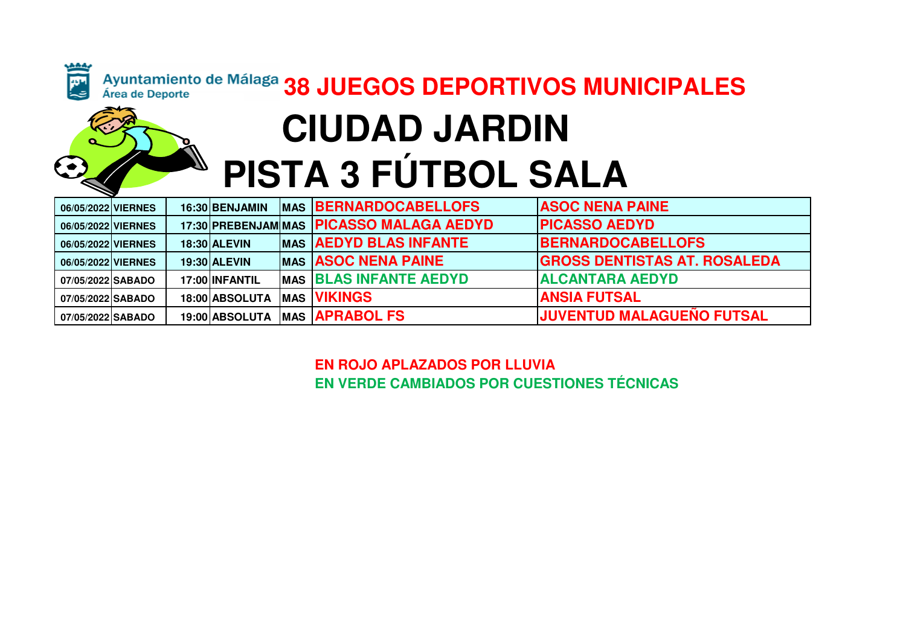Ayuntamiento de Málaga
Área de Deporte

# 38 JUEGOS DEPORTIVOS MUNICIPALES

# CIUDAD JARDIN

# PISTA 3 FÚTBOL SALA

| | | | | | | |
|---|---|---|---|---|---|---|
| 06/05/2022 | VIERNES | 16:30 | BENJAMIN | MAS | BERNARDOCABELLOFS | ASOC NENA PAINE |
| 06/05/2022 | VIERNES | 17:30 | PREBENJAM | MAS | PICASSO MALAGA AEDYD | PICASSO AEDYD |
| 06/05/2022 | VIERNES | 18:30 | ALEVIN | MAS | AEDYD BLAS INFANTE | BERNARDOCABELLOFS |
| 06/05/2022 | VIERNES | 19:30 | ALEVIN | MAS | ASOC NENA PAINE | GROSS DENTISTAS AT. ROSALEDA |
| 07/05/2022 | SABADO | 17:00 | INFANTIL | MAS | BLAS INFANTE AEDYD | ALCANTARA AEDYD |
| 07/05/2022 | SABADO | 18:00 | ABSOLUTA | MAS | VIKINGS | ANSIA FUTSAL |
| 07/05/2022 | SABADO | 19:00 | ABSOLUTA | MAS | APRABOL FS | JUVENTUD MALAGUEÑO FUTSAL |

**EN ROJO APLAZADOS POR LLUVIA**

**EN VERDE CAMBIADOS POR CUESTIONES TÉCNICAS**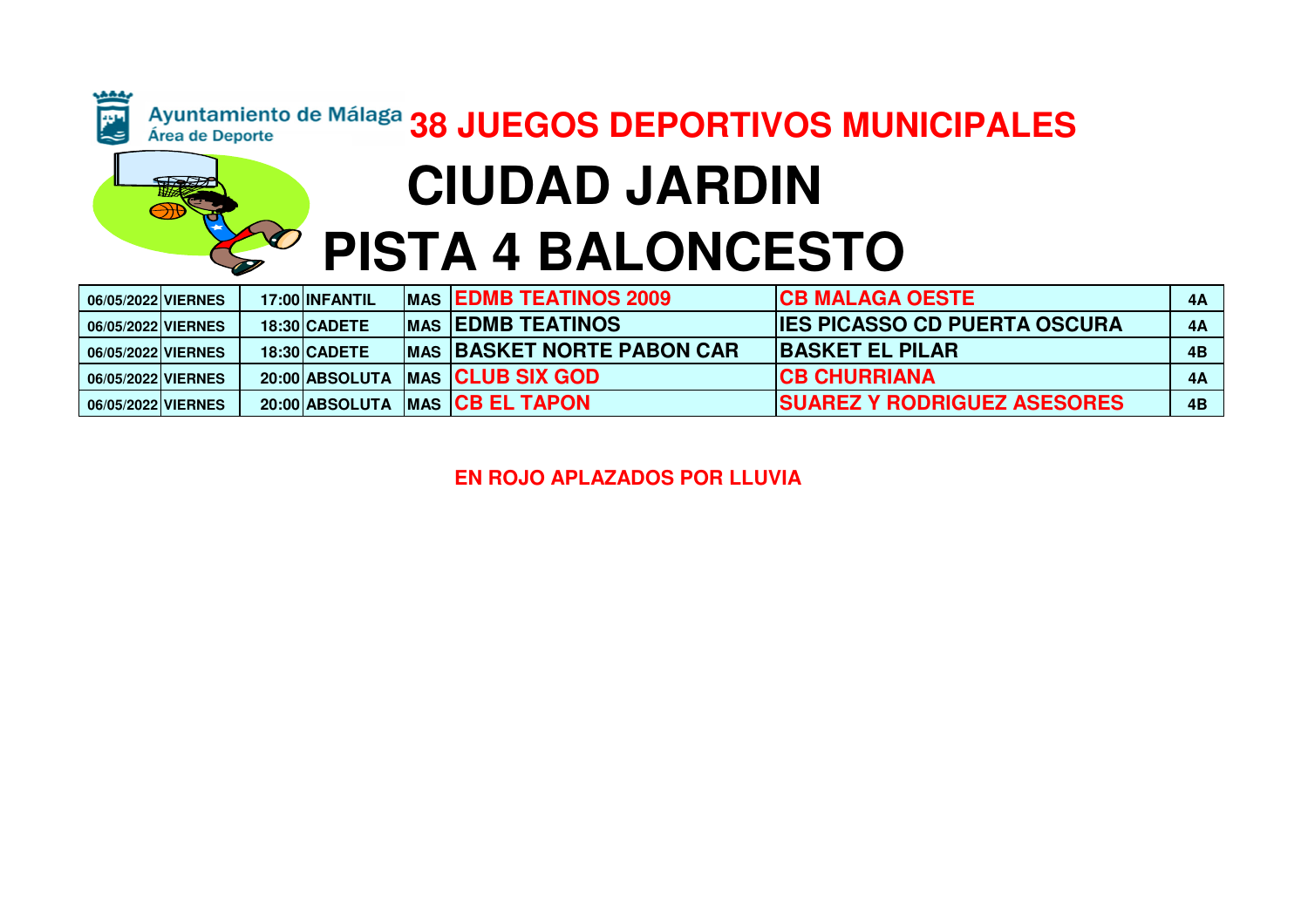Ayuntamiento de Málaga
Área de Deporte

# 38 JUEGOS DEPORTIVOS MUNICIPALES

# CIUDAD JARDIN

# PISTA 4 BALONCESTO

| | | | | | | | |
|---|---|---|---|---|---|---|---|
| 06/05/2022 | VIERNES | 17:00 | INFANTIL | MAS | EDMB TEATINOS 2009 | CB MALAGA OESTE | 4A |
| 06/05/2022 | VIERNES | 18:30 | CADETE | MAS | EDMB TEATINOS | IES PICASSO CD PUERTA OSCURA | 4A |
| 06/05/2022 | VIERNES | 18:30 | CADETE | MAS | BASKET NORTE PABON CAR | BASKET EL PILAR | 4B |
| 06/05/2022 | VIERNES | 20:00 | ABSOLUTA | MAS | CLUB SIX GOD | CB CHURRIANA | 4A |
| 06/05/2022 | VIERNES | 20:00 | ABSOLUTA | MAS | CB EL TAPON | SUAREZ Y RODRIGUEZ ASESORES | 4B |

**EN ROJO APLAZADOS POR LLUVIA**